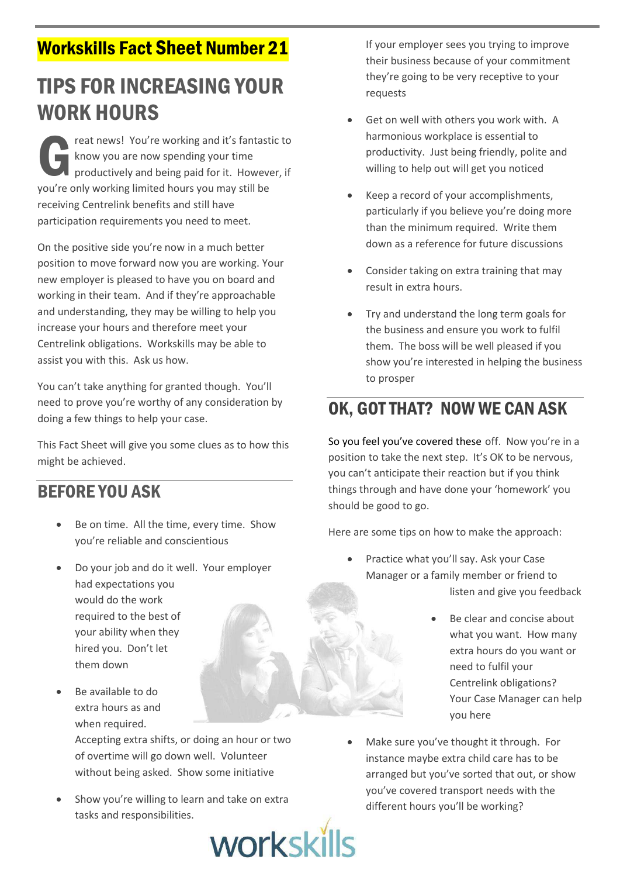**Workskills Fact Sheet Number 21**

# TIPS FOR INCREASING YOUR WORK HOURS

Great news! You're working and it's fantastic to know you are now spending your time productively and being paid for it. However, if you're only working limited hours you may still be receiving Centrelink benefits and still have participation requirements you need to meet.

On the positive side you're now in a much better position to move forward now you are working. Your new employer is pleased to have you on board and working in their team. And if they're approachable and understanding, they may be willing to help you increase your hours and therefore meet your Centrelink obligations. Workskills may be able to assist you with this. Ask us how.

You can't take anything for granted though. You'll need to prove you're worthy of any consideration by doing a few things to help your case.

This Fact Sheet will give you some clues as to how this might be achieved.

## BEFORE YOU ASK

- Be on time. All the time, every time. Show you're reliable and conscientious
- Do your job and do it well. Your employer had expectations you would do the work required to the best of your ability when they hired you. Don't let them down
- Be available to do extra hours as and when required. Accepting extra shifts, or doing an hour or two of overtime will go down well. Volunteer without being asked. Show some initiative
- Show you're willing to learn and take on extra tasks and responsibilities. If your employer sees you trying to improve their business because of your commitment they're going to be very receptive to your requests
- Get on well with others you work with. A harmonious workplace is essential to productivity. Just being friendly, polite and willing to help out will get you noticed
- Keep a record of your accomplishments, particularly if you believe you're doing more than the minimum required. Write them down as a reference for future discussions
- Consider taking on extra training that may result in extra hours.
- Try and understand the long term goals for the business and ensure you work to fulfil them. The boss will be well pleased if you show you're interested in helping the business to prosper

## OK, GOT THAT? NOW WE CAN ASK

So you feel you've covered these off. Now you're in a position to take the next step. It's OK to be nervous, you can't anticipate their reaction but if you think things through and have done your 'homework' you should be good to go.

Here are some tips on how to make the approach:

- Practice what you'll say. Ask your Case Manager or a family member or friend to listen and give you feedback
- Be clear and concise about what you want. How many extra hours do you want or need to fulfil your Centrelink obligations? Your Case Manager can help you here
- Make sure you've thought it through. For instance maybe extra child care has to be arranged but you've sorted that out, or show you've covered transport needs with the different hours you'll be working?

workskills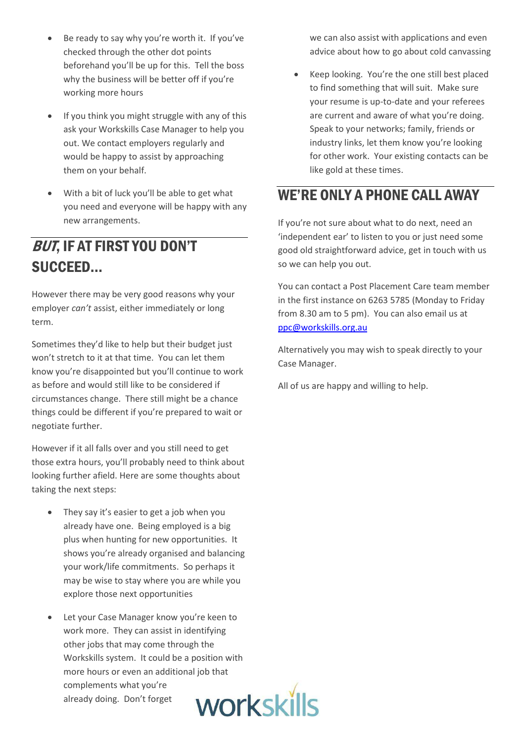- Be ready to say why you're worth it. If you've checked through the other dot points beforehand you'll be up for this. Tell the boss why the business will be better off if you're working more hours
- If you think you might struggle with any of this ask your Workskills Case Manager to help you out. We contact employers regularly and would be happy to assist by approaching them on your behalf.
- With a bit of luck you'll be able to get what you need and everyone will be happy with any new arrangements.

## *BUT*, IF AT FIRST YOU DON'T SUCCEED...

However there may be very good reasons why your employer *can't* assist, either immediately or long term.

Sometimes they'd like to help but their budget just won't stretch to it at that time. You can let them know you're disappointed but you'll continue to work as before and would still like to be considered if circumstances change. There still might be a chance things could be different if you're prepared to wait or negotiate further.

However if it all falls over and you still need to get those extra hours, you'll probably need to think about looking further afield. Here are some thoughts about taking the next steps:

- They say it's easier to get a job when you already have one. Being employed is a big plus when hunting for new opportunities. It shows you're already organised and balancing your work/life commitments. So perhaps it may be wise to stay where you are while you explore those next opportunities
- Let your Case Manager know you're keen to work more. They can assist in identifying other jobs that may come through the Workskills system. It could be a position with more hours or even an additional job that complements what you're already doing. Don't forget we can also assist with applications and even advice about how to go about cold canvassing
- Keep looking. You're the one still best placed to find something that will suit. Make sure your resume is up-to-date and your referees are current and aware of what you're doing. Speak to your networks; family, friends or industry links, let them know you're looking for other work. Your existing contacts can be like gold at these times.

## WE'RE ONLY A PHONE CALL AWAY

If you're not sure about what to do next, need an 'independent ear' to listen to you or just need some good old straightforward advice, get in touch with us so we can help you out.

You can contact a Post Placement Care team member in the first instance on 6263 5785 (Monday to Friday from 8.30 am to 5 pm). You can also email us at ppc@workskills.org.au

Alternatively you may wish to speak directly to your Case Manager.

All of us are happy and willing to help.

workskills